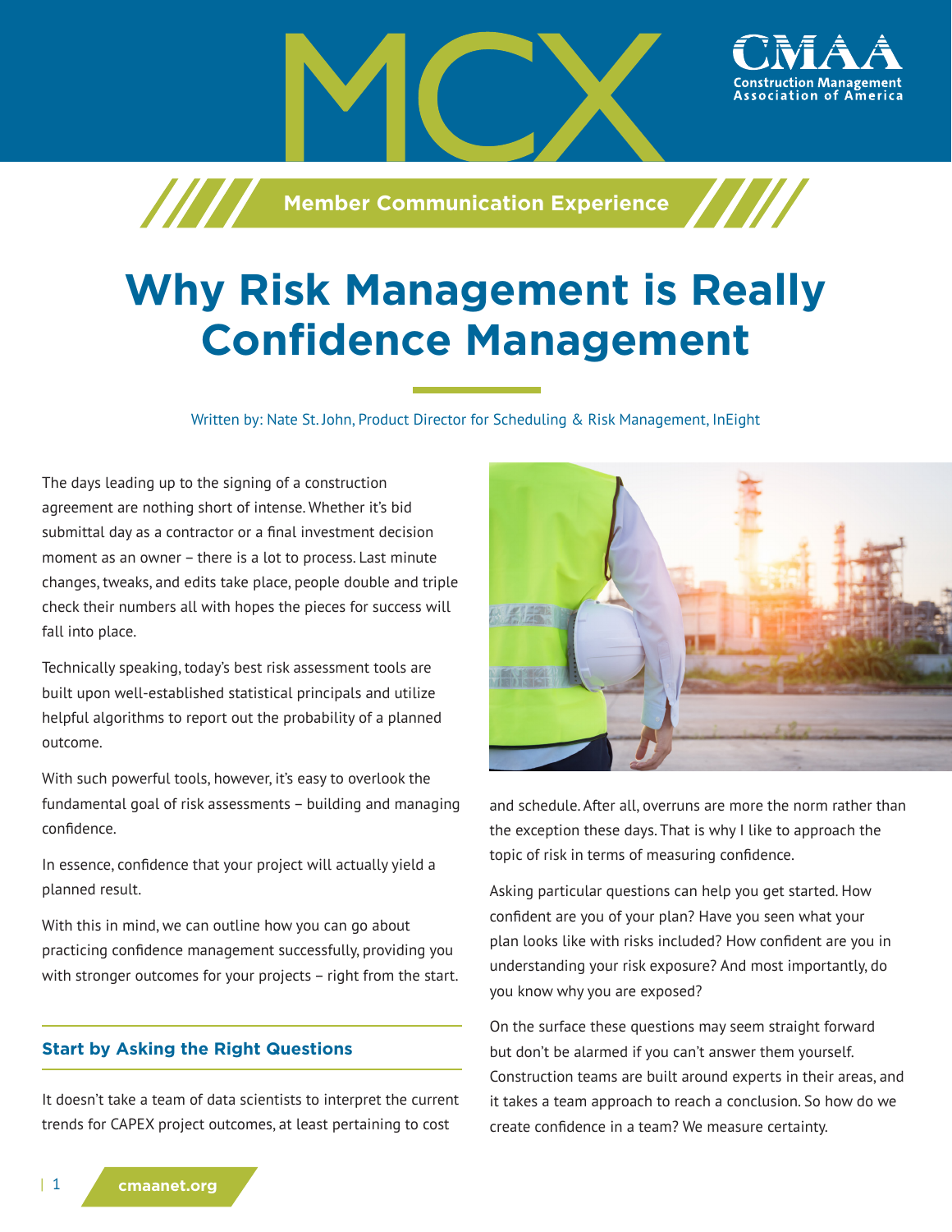# Why Risk Management is Really Confidence Management

Written by: Nate St. John, Product Director for Scheduling & Risk Management, InEight

The days leading up to the signing of a construction agreement are nothing short of intense. Whether it's bid submittal day as a contractor or a final investment decision moment as an owner – there is a lot to process. Last minute changes, tweaks, and edits take place, people double and triple check their numbers all with hopes the pieces for success will fall into place.

Technically speaking, today's best risk assessment tools are built upon well-established statistical principals and utilize helpful algorithms to report out the probability of a planned outcome.

With such powerful tools, however, it's easy to overlook the fundamental goal of risk assessments – building and managing confidence.

In essence, confidence that your project will actually yield a planned result.

With this in mind, we can outline how you can go about practicing confidence management successfully, providing you with stronger outcomes for your projects – right from the start.

## Start by Asking the Right Questions

It doesn't take a team of data scientists to interpret the current trends for CAPEX project outcomes, at least pertaining to cost and schedule. After all, overruns are more the norm rather than the exception these days. That is why I like to approach the topic of risk in terms of measuring confidence.

Asking particular questions can help you get started. How confident are you of your plan? Have you seen what your plan looks like with risks included? How confident are you in understanding your risk exposure? And most importantly, do you know why you are exposed?

On the surface these questions may seem straight forward but don't be alarmed if you can't answer them yourself. Construction teams are built around experts in their areas, and it takes a team approach to reach a conclusion. So how do we create confidence in a team? We measure certainty.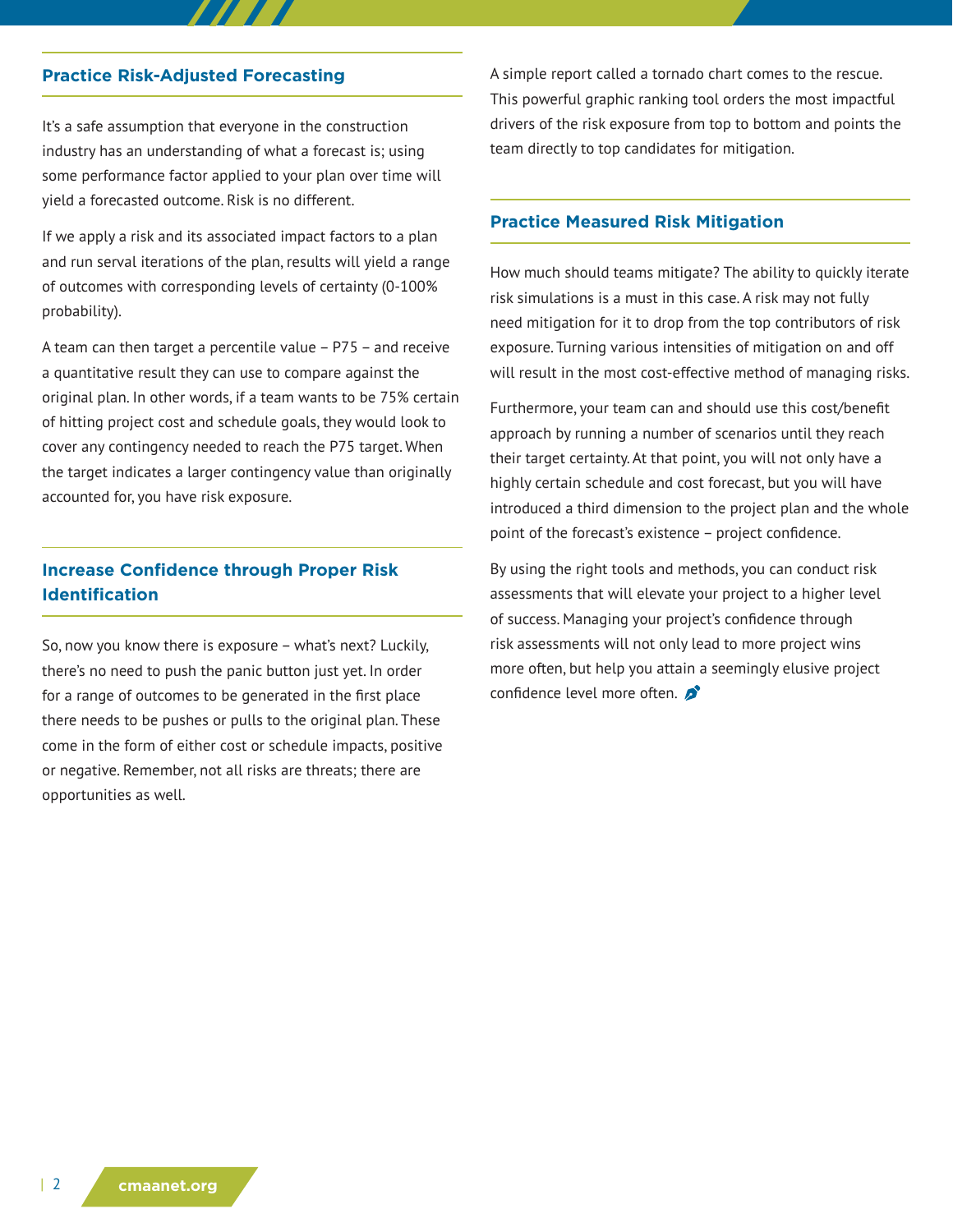## Practice Risk-Adjusted Forecasting

It's a safe assumption that everyone in the construction industry has an understanding of what a forecast is; using some performance factor applied to your plan over time will yield a forecasted outcome. Risk is no different.

If we apply a risk and its associated impact factors to a plan and run serval iterations of the plan, results will yield a range of outcomes with corresponding levels of certainty (0-100% probability).

A team can then target a percentile value – P75 – and receive a quantitative result they can use to compare against the original plan. In other words, if a team wants to be 75% certain of hitting project cost and schedule goals, they would look to cover any contingency needed to reach the P75 target. When the target indicates a larger contingency value than originally accounted for, you have risk exposure.

## Increase Confidence through Proper Risk Identification

So, now you know there is exposure – what's next? Luckily, there's no need to push the panic button just yet. In order for a range of outcomes to be generated in the first place there needs to be pushes or pulls to the original plan. These come in the form of either cost or schedule impacts, positive or negative. Remember, not all risks are threats; there are opportunities as well.

A simple report called a tornado chart comes to the rescue. This powerful graphic ranking tool orders the most impactful drivers of the risk exposure from top to bottom and points the team directly to top candidates for mitigation.

## Practice Measured Risk Mitigation

How much should teams mitigate? The ability to quickly iterate risk simulations is a must in this case. A risk may not fully need mitigation for it to drop from the top contributors of risk exposure. Turning various intensities of mitigation on and off will result in the most cost-effective method of managing risks.

Furthermore, your team can and should use this cost/benefit approach by running a number of scenarios until they reach their target certainty. At that point, you will not only have a highly certain schedule and cost forecast, but you will have introduced a third dimension to the project plan and the whole point of the forecast's existence – project confidence.

By using the right tools and methods, you can conduct risk assessments that will elevate your project to a higher level of success. Managing your project's confidence through risk assessments will not only lead to more project wins more often, but help you attain a seemingly elusive project confidence level more often.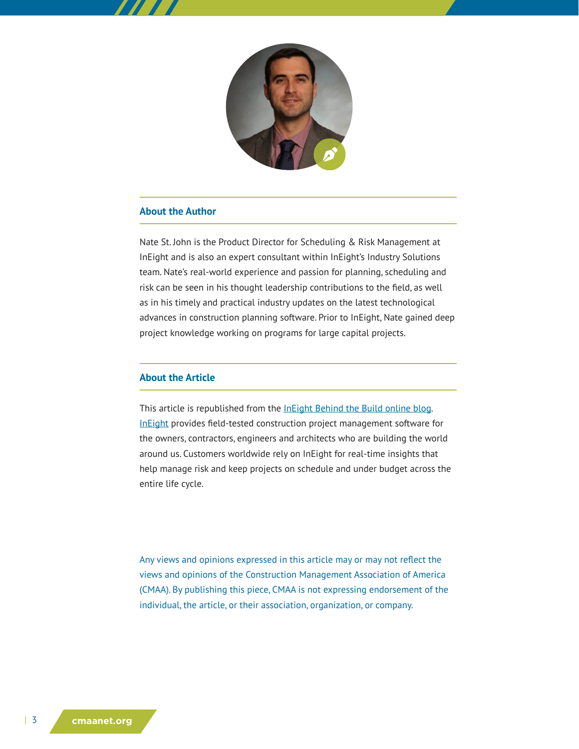## About the Author

Nate St. John is the Product Director for Scheduling & Risk Management at InEight and is also an expert consultant within InEight's Industry Solutions team. Nate's real-world experience and passion for planning, scheduling and risk can be seen in his thought leadership contributions to the field, as well as in his timely and practical industry updates on the latest technological advances in construction planning software. Prior to InEight, Nate gained deep project knowledge working on programs for large capital projects.

## About the Article

This article is republished from the InEight Behind the Build online blog. InEight provides field-tested construction project management software for the owners, contractors, engineers and architects who are building the world around us. Customers worldwide rely on InEight for real-time insights that help manage risk and keep projects on schedule and under budget across the entire life cycle.

Any views and opinions expressed in this article may or may not reflect the views and opinions of the Construction Management Association of America (CMAA). By publishing this piece, CMAA is not expressing endorsement of the individual, the article, or their association, organization, or company.